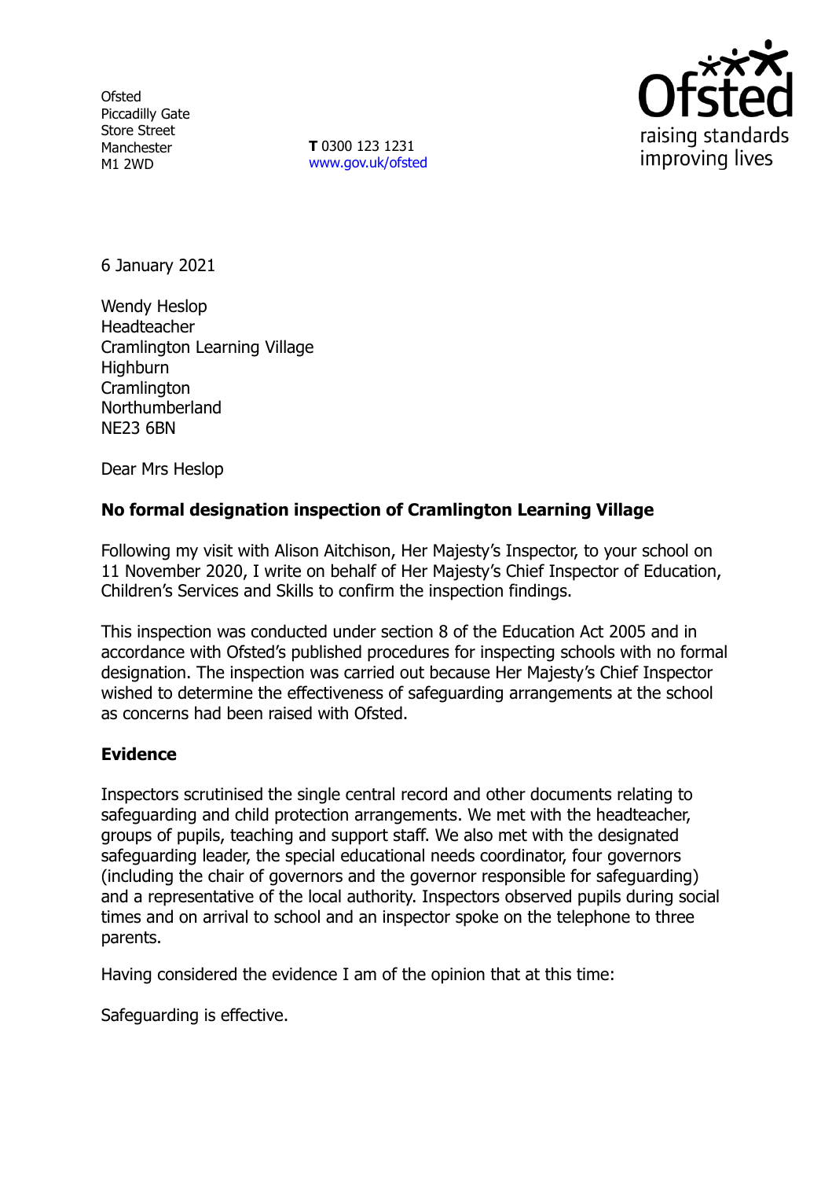Ofsted
Piccadilly Gate
Store Street
Manchester
M1 2WD

**T** 0300 123 1231
www.gov.uk/ofsted

6 January 2021

Wendy Heslop
Headteacher
Cramlington Learning Village
Highburn
Cramlington
Northumberland
NE23 6BN

Dear Mrs Heslop

**No formal designation inspection of Cramlington Learning Village**

Following my visit with Alison Aitchison, Her Majesty's Inspector, to your school on 11 November 2020, I write on behalf of Her Majesty's Chief Inspector of Education, Children's Services and Skills to confirm the inspection findings.

This inspection was conducted under section 8 of the Education Act 2005 and in accordance with Ofsted's published procedures for inspecting schools with no formal designation. The inspection was carried out because Her Majesty's Chief Inspector wished to determine the effectiveness of safeguarding arrangements at the school as concerns had been raised with Ofsted.

## Evidence

Inspectors scrutinised the single central record and other documents relating to safeguarding and child protection arrangements. We met with the headteacher, groups of pupils, teaching and support staff. We also met with the designated safeguarding leader, the special educational needs coordinator, four governors (including the chair of governors and the governor responsible for safeguarding) and a representative of the local authority. Inspectors observed pupils during social times and on arrival to school and an inspector spoke on the telephone to three parents.

Having considered the evidence I am of the opinion that at this time:

Safeguarding is effective.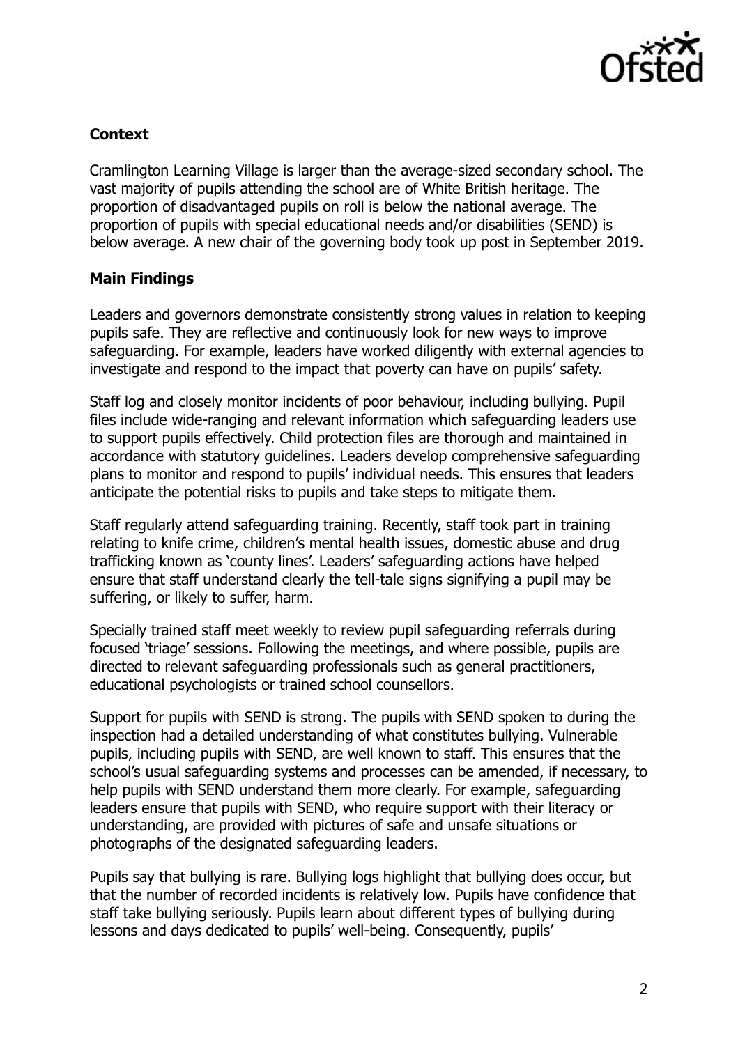### Context

Cramlington Learning Village is larger than the average-sized secondary school. The vast majority of pupils attending the school are of White British heritage. The proportion of disadvantaged pupils on roll is below the national average. The proportion of pupils with special educational needs and/or disabilities (SEND) is below average. A new chair of the governing body took up post in September 2019.

### Main Findings

Leaders and governors demonstrate consistently strong values in relation to keeping pupils safe. They are reflective and continuously look for new ways to improve safeguarding. For example, leaders have worked diligently with external agencies to investigate and respond to the impact that poverty can have on pupils' safety.

Staff log and closely monitor incidents of poor behaviour, including bullying. Pupil files include wide-ranging and relevant information which safeguarding leaders use to support pupils effectively. Child protection files are thorough and maintained in accordance with statutory guidelines. Leaders develop comprehensive safeguarding plans to monitor and respond to pupils' individual needs. This ensures that leaders anticipate the potential risks to pupils and take steps to mitigate them.

Staff regularly attend safeguarding training. Recently, staff took part in training relating to knife crime, children's mental health issues, domestic abuse and drug trafficking known as 'county lines'. Leaders' safeguarding actions have helped ensure that staff understand clearly the tell-tale signs signifying a pupil may be suffering, or likely to suffer, harm.

Specially trained staff meet weekly to review pupil safeguarding referrals during focused 'triage' sessions. Following the meetings, and where possible, pupils are directed to relevant safeguarding professionals such as general practitioners, educational psychologists or trained school counsellors.

Support for pupils with SEND is strong. The pupils with SEND spoken to during the inspection had a detailed understanding of what constitutes bullying. Vulnerable pupils, including pupils with SEND, are well known to staff. This ensures that the school's usual safeguarding systems and processes can be amended, if necessary, to help pupils with SEND understand them more clearly. For example, safeguarding leaders ensure that pupils with SEND, who require support with their literacy or understanding, are provided with pictures of safe and unsafe situations or photographs of the designated safeguarding leaders.

Pupils say that bullying is rare. Bullying logs highlight that bullying does occur, but that the number of recorded incidents is relatively low. Pupils have confidence that staff take bullying seriously. Pupils learn about different types of bullying during lessons and days dedicated to pupils' well-being. Consequently, pupils'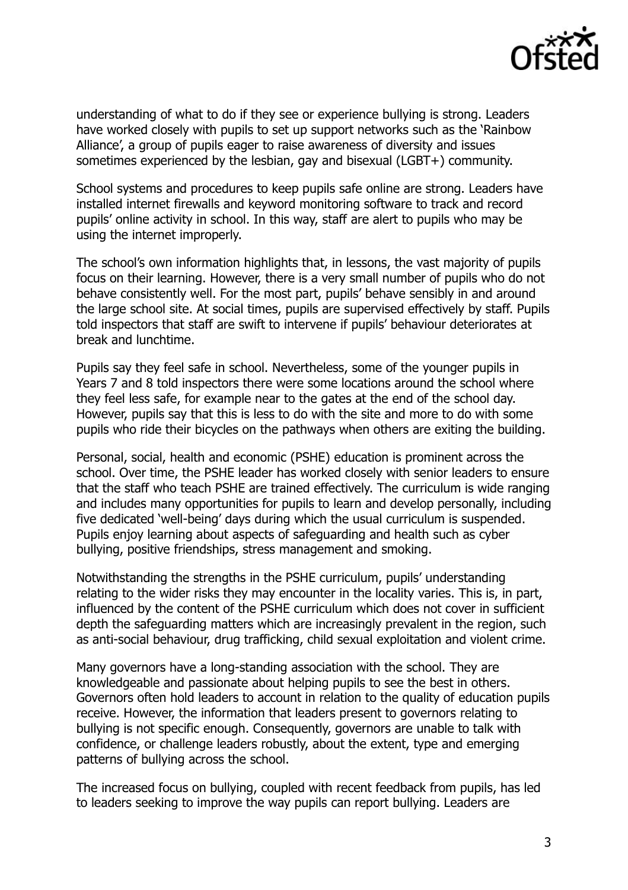understanding of what to do if they see or experience bullying is strong. Leaders have worked closely with pupils to set up support networks such as the 'Rainbow Alliance', a group of pupils eager to raise awareness of diversity and issues sometimes experienced by the lesbian, gay and bisexual (LGBT+) community.

School systems and procedures to keep pupils safe online are strong. Leaders have installed internet firewalls and keyword monitoring software to track and record pupils' online activity in school. In this way, staff are alert to pupils who may be using the internet improperly.

The school's own information highlights that, in lessons, the vast majority of pupils focus on their learning. However, there is a very small number of pupils who do not behave consistently well. For the most part, pupils' behave sensibly in and around the large school site. At social times, pupils are supervised effectively by staff. Pupils told inspectors that staff are swift to intervene if pupils' behaviour deteriorates at break and lunchtime.

Pupils say they feel safe in school. Nevertheless, some of the younger pupils in Years 7 and 8 told inspectors there were some locations around the school where they feel less safe, for example near to the gates at the end of the school day. However, pupils say that this is less to do with the site and more to do with some pupils who ride their bicycles on the pathways when others are exiting the building.

Personal, social, health and economic (PSHE) education is prominent across the school. Over time, the PSHE leader has worked closely with senior leaders to ensure that the staff who teach PSHE are trained effectively. The curriculum is wide ranging and includes many opportunities for pupils to learn and develop personally, including five dedicated 'well-being' days during which the usual curriculum is suspended. Pupils enjoy learning about aspects of safeguarding and health such as cyber bullying, positive friendships, stress management and smoking.

Notwithstanding the strengths in the PSHE curriculum, pupils' understanding relating to the wider risks they may encounter in the locality varies. This is, in part, influenced by the content of the PSHE curriculum which does not cover in sufficient depth the safeguarding matters which are increasingly prevalent in the region, such as anti-social behaviour, drug trafficking, child sexual exploitation and violent crime.

Many governors have a long-standing association with the school. They are knowledgeable and passionate about helping pupils to see the best in others. Governors often hold leaders to account in relation to the quality of education pupils receive. However, the information that leaders present to governors relating to bullying is not specific enough. Consequently, governors are unable to talk with confidence, or challenge leaders robustly, about the extent, type and emerging patterns of bullying across the school.

The increased focus on bullying, coupled with recent feedback from pupils, has led to leaders seeking to improve the way pupils can report bullying. Leaders are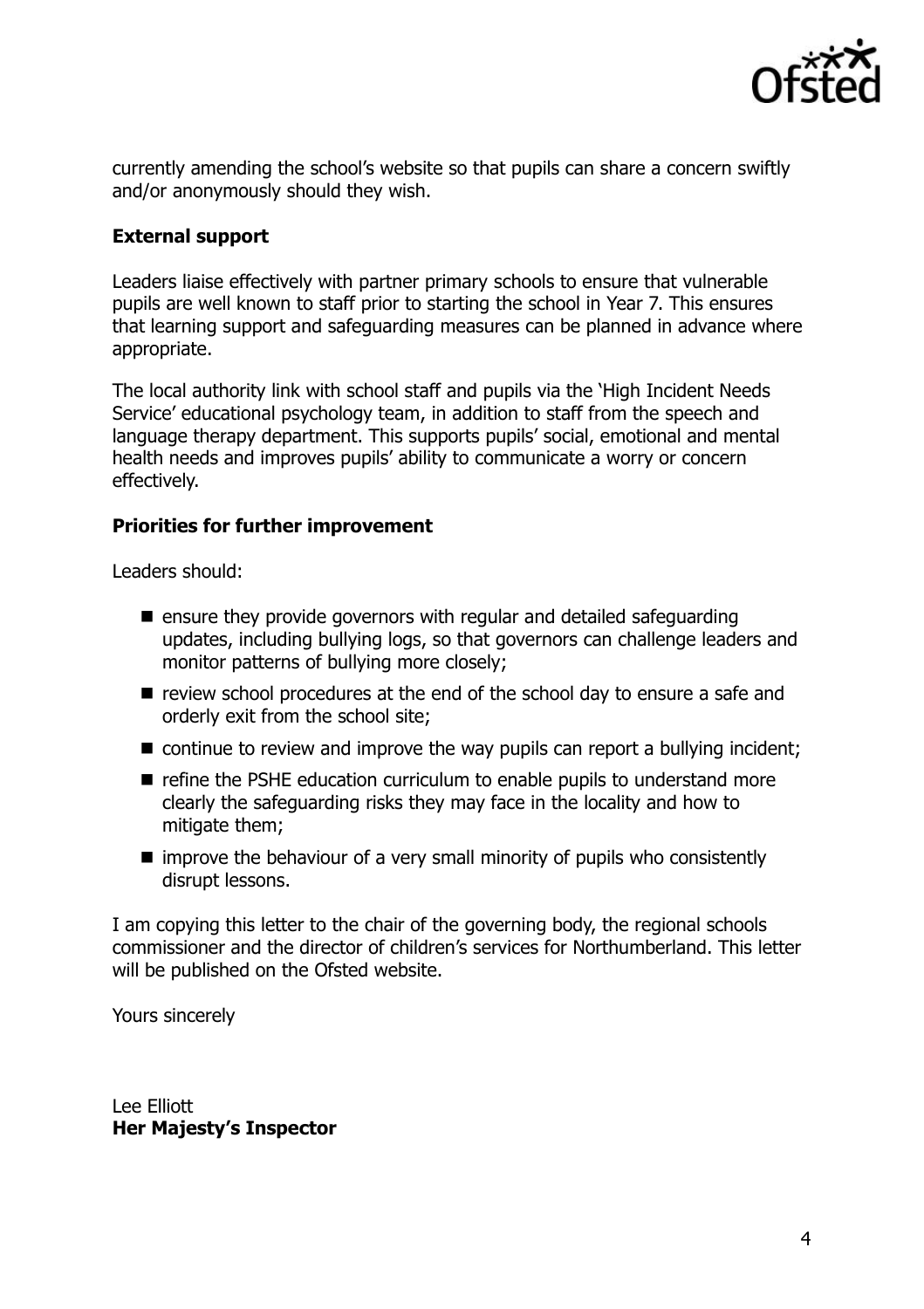currently amending the school's website so that pupils can share a concern swiftly and/or anonymously should they wish.

**External support**

Leaders liaise effectively with partner primary schools to ensure that vulnerable pupils are well known to staff prior to starting the school in Year 7. This ensures that learning support and safeguarding measures can be planned in advance where appropriate.

The local authority link with school staff and pupils via the 'High Incident Needs Service' educational psychology team, in addition to staff from the speech and language therapy department. This supports pupils' social, emotional and mental health needs and improves pupils' ability to communicate a worry or concern effectively.

**Priorities for further improvement**

Leaders should:

- ensure they provide governors with regular and detailed safeguarding updates, including bullying logs, so that governors can challenge leaders and monitor patterns of bullying more closely;
- review school procedures at the end of the school day to ensure a safe and orderly exit from the school site;
- continue to review and improve the way pupils can report a bullying incident;
- refine the PSHE education curriculum to enable pupils to understand more clearly the safeguarding risks they may face in the locality and how to mitigate them;
- improve the behaviour of a very small minority of pupils who consistently disrupt lessons.

I am copying this letter to the chair of the governing body, the regional schools commissioner and the director of children's services for Northumberland. This letter will be published on the Ofsted website.

Yours sincerely

Lee Elliott
**Her Majesty's Inspector**